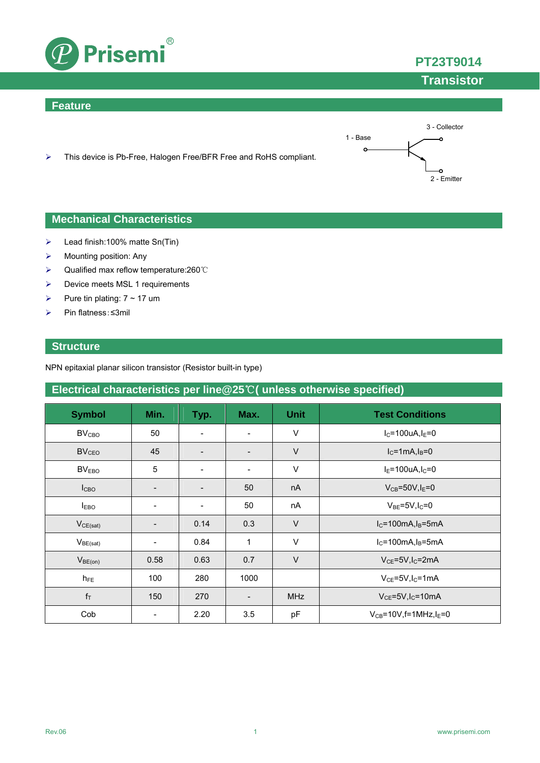# PT23T9014

## Transistor

## Feature

- This device is Pb-Free, Halogen Free/BFR Free and RoHS compliant.

3 - Collector
1 - Base
2 - Emitter

## Mechanical Characteristics

- Lead finish:100% matte Sn(Tin)
- Mounting position: Any
- Qualified max reflow temperature:260℃
- Device meets MSL 1 requirements
- Pure tin plating: 7 ~ 17 um
- Pin flatness:≤3mil

## Structure

NPN epitaxial planar silicon transistor (Resistor built-in type)

## Electrical characteristics per line@25℃( unless otherwise specified)

| Symbol | Min. | Typ. | Max. | Unit | Test Conditions |
|---|---|---|---|---|---|
| $BV_{CBO}$ | 50 | - | - | V | $I_C$=100uA,$I_E$=0 |
| $BV_{CEO}$ | 45 | - | - | V | $I_C$=1mA,$I_B$=0 |
| $BV_{EBO}$ | 5 | - | - | V | $I_E$=100uA,$I_C$=0 |
| $I_{CBO}$ | - | - | 50 | nA | $V_{CB}$=50V,$I_E$=0 |
| $I_{EBO}$ | - | - | 50 | nA | $V_{BE}$=5V,$I_C$=0 |
| $V_{CE(sat)}$ | - | 0.14 | 0.3 | V | $I_C$=100mA,$I_B$=5mA |
| $V_{BE(sat)}$ | - | 0.84 | 1 | V | $I_C$=100mA,$I_B$=5mA |
| $V_{BE(on)}$ | 0.58 | 0.63 | 0.7 | V | $V_{CE}$=5V,$I_C$=2mA |
| $h_{FE}$ | 100 | 280 | 1000 | | $V_{CE}$=5V,$I_C$=1mA |
| $f_T$ | 150 | 270 | - | MHz | $V_{CE}$=5V,$I_C$=10mA |
| Cob | - | 2.20 | 3.5 | pF | $V_{CB}$=10V,f=1MHz,$I_E$=0 |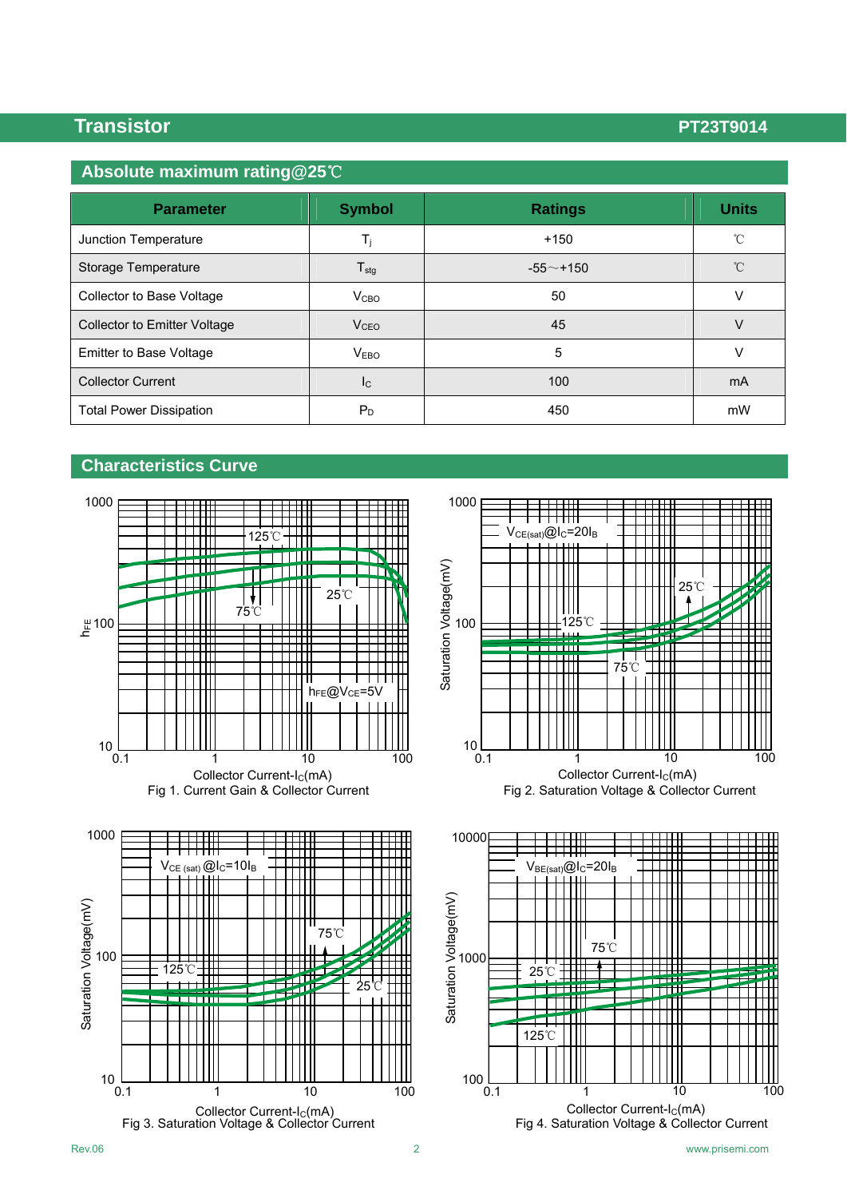## Absolute maximum rating@25℃

| Parameter | Symbol | Ratings | Units |
|---|---|---|---|
| Junction Temperature | $T_j$ | +150 | ℃ |
| Storage Temperature | $T_{stg}$ | -55～+150 | ℃ |
| Collector to Base Voltage | $V_{CBO}$ | 50 | V |
| Collector to Emitter Voltage | $V_{CEO}$ | 45 | V |
| Emitter to Base Voltage | $V_{EBO}$ | 5 | V |
| Collector Current | $I_C$ | 100 | mA |
| Total Power Dissipation | $P_D$ | 450 | mW |

## Characteristics Curve

Fig 1. Current Gain & Collector Current

Fig 2. Saturation Voltage & Collector Current

Fig 3. Saturation Voltage & Collector Current

Fig 4. Saturation Voltage & Collector Current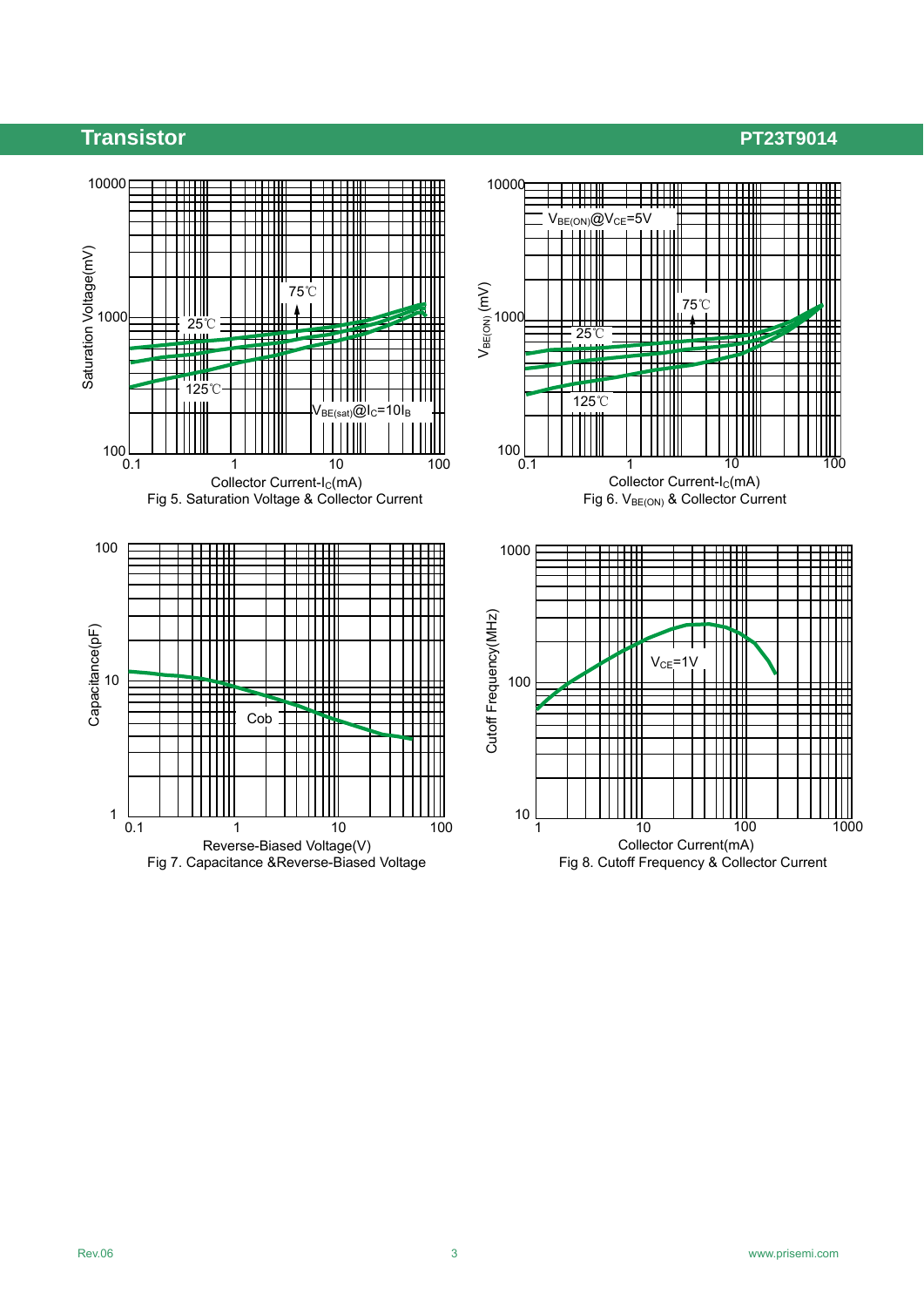Fig 5. Saturation Voltage & Collector Current

Fig 6. $V_{BE(ON)}$ & Collector Current

Fig 7. Capacitance &Reverse-Biased Voltage

Fig 8. Cutoff Frequency & Collector Current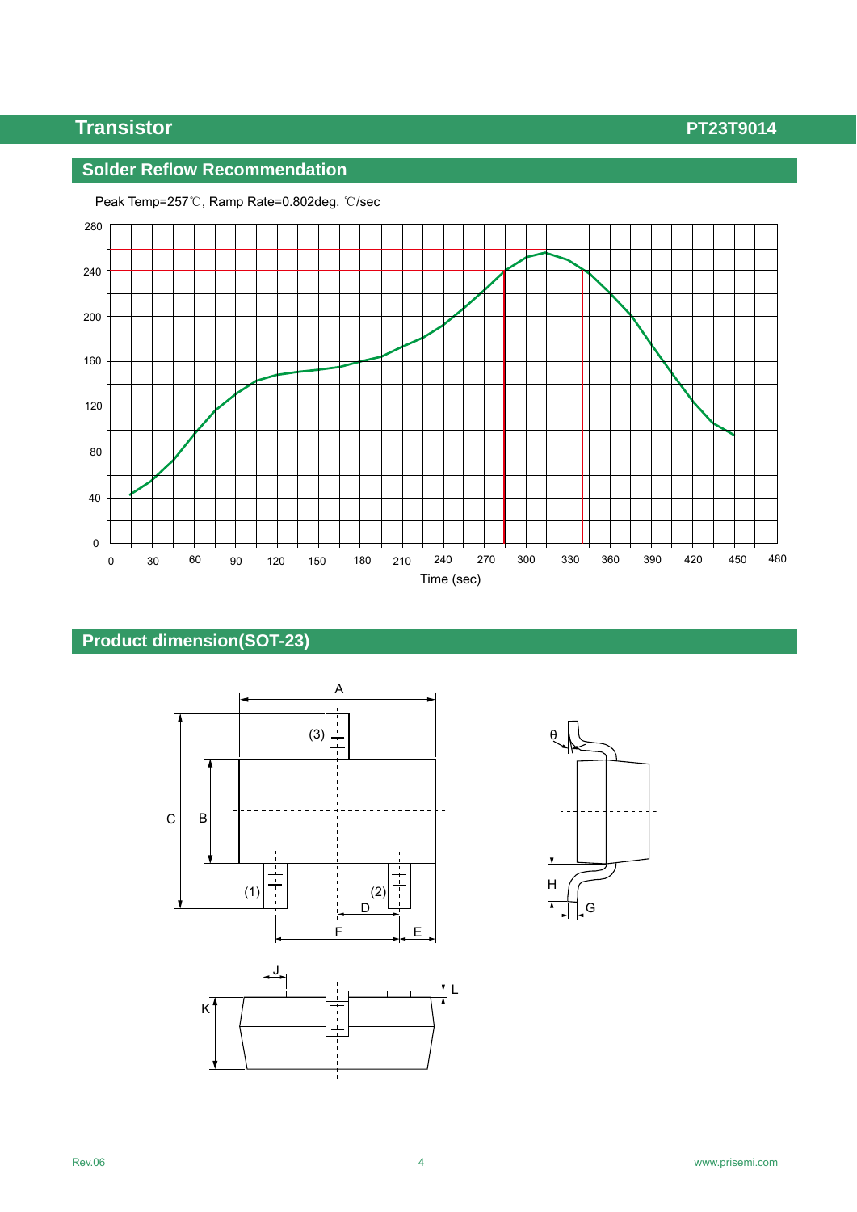## Solder Reflow Recommendation

Peak Temp=257℃, Ramp Rate=0.802deg. ℃/sec

## Product dimension(SOT-23)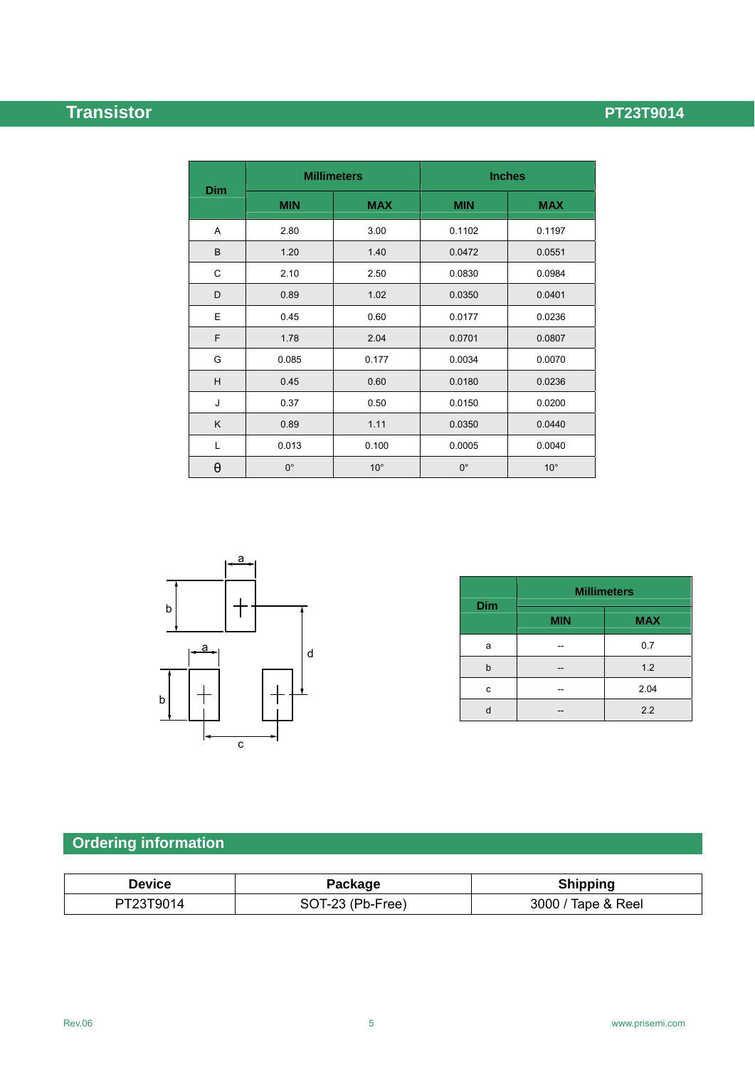| Dim | Millimeters | | Inches | |
|---|---|---|---|---|
| | MIN | MAX | MIN | MAX |
| A | 2.80 | 3.00 | 0.1102 | 0.1197 |
| B | 1.20 | 1.40 | 0.0472 | 0.0551 |
| C | 2.10 | 2.50 | 0.0830 | 0.0984 |
| D | 0.89 | 1.02 | 0.0350 | 0.0401 |
| E | 0.45 | 0.60 | 0.0177 | 0.0236 |
| F | 1.78 | 2.04 | 0.0701 | 0.0807 |
| G | 0.085 | 0.177 | 0.0034 | 0.0070 |
| H | 0.45 | 0.60 | 0.0180 | 0.0236 |
| J | 0.37 | 0.50 | 0.0150 | 0.0200 |
| K | 0.89 | 1.11 | 0.0350 | 0.0440 |
| L | 0.013 | 0.100 | 0.0005 | 0.0040 |
| θ | 0° | 10° | 0° | 10° |

| Dim | Millimeters | |
|---|---|---|
| | MIN | MAX |
| a | -- | 0.7 |
| b | -- | 1.2 |
| c | -- | 2.04 |
| d | -- | 2.2 |

## Ordering information

| Device | Package | Shipping |
|---|---|---|
| PT23T9014 | SOT-23 (Pb-Free) | 3000 / Tape & Reel |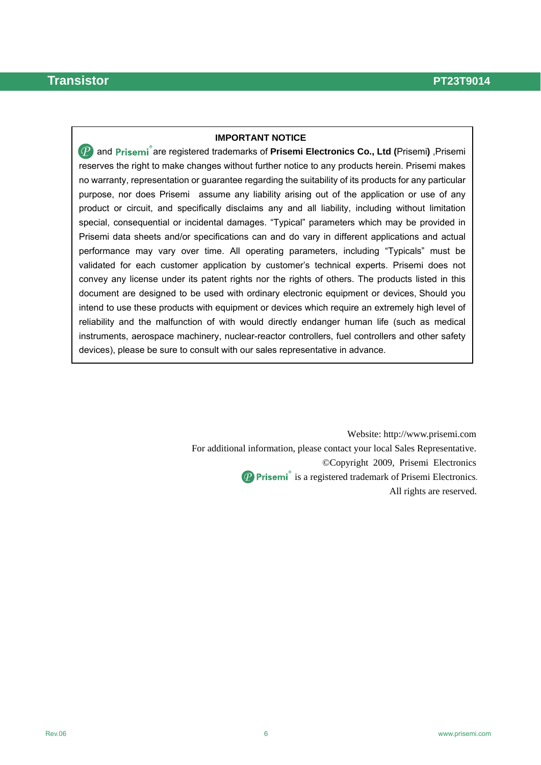**IMPORTANT NOTICE**

and Prisemi® are registered trademarks of **Prisemi Electronics Co., Ltd (**Prisemi**)** ,Prisemi reserves the right to make changes without further notice to any products herein. Prisemi makes no warranty, representation or guarantee regarding the suitability of its products for any particular purpose, nor does Prisemi assume any liability arising out of the application or use of any product or circuit, and specifically disclaims any and all liability, including without limitation special, consequential or incidental damages. "Typical" parameters which may be provided in Prisemi data sheets and/or specifications can and do vary in different applications and actual performance may vary over time. All operating parameters, including "Typicals" must be validated for each customer application by customer's technical experts. Prisemi does not convey any license under its patent rights nor the rights of others. The products listed in this document are designed to be used with ordinary electronic equipment or devices, Should you intend to use these products with equipment or devices which require an extremely high level of reliability and the malfunction of with would directly endanger human life (such as medical instruments, aerospace machinery, nuclear-reactor controllers, fuel controllers and other safety devices), please be sure to consult with our sales representative in advance.

Website: http://www.prisemi.com

For additional information, please contact your local Sales Representative.

©Copyright 2009, Prisemi Electronics

Prisemi® is a registered trademark of Prisemi Electronics.

All rights are reserved.